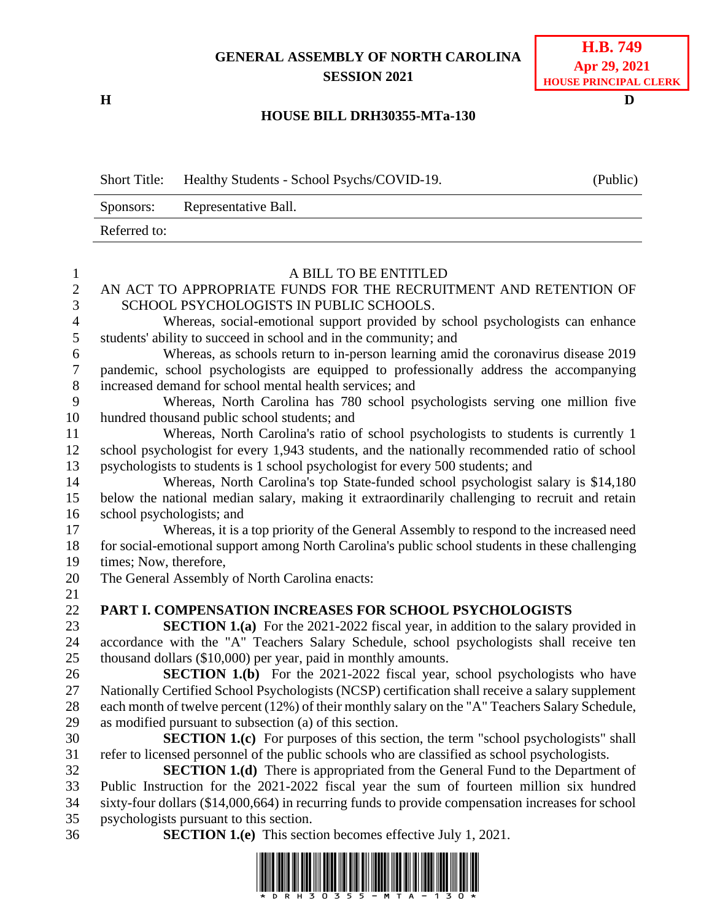**H.B. 749**
**Apr 29, 2021**
**HOUSE PRINCIPAL CLERK**

**GENERAL ASSEMBLY OF NORTH CAROLINA**
**SESSION 2021**

H D

**HOUSE BILL DRH30355-MTa-130**

| Short Title: | Healthy Students - School Psychs/COVID-19. | (Public) |
|---|---|---|
| Sponsors: | Representative Ball. | |
| Referred to: | | |

A BILL TO BE ENTITLED

AN ACT TO APPROPRIATE FUNDS FOR THE RECRUITMENT AND RETENTION OF SCHOOL PSYCHOLOGISTS IN PUBLIC SCHOOLS.

Whereas, social-emotional support provided by school psychologists can enhance students' ability to succeed in school and in the community; and

Whereas, as schools return to in-person learning amid the coronavirus disease 2019 pandemic, school psychologists are equipped to professionally address the accompanying increased demand for school mental health services; and

Whereas, North Carolina has 780 school psychologists serving one million five hundred thousand public school students; and

Whereas, North Carolina's ratio of school psychologists to students is currently 1 school psychologist for every 1,943 students, and the nationally recommended ratio of school psychologists to students is 1 school psychologist for every 500 students; and

Whereas, North Carolina's top State-funded school psychologist salary is $14,180 below the national median salary, making it extraordinarily challenging to recruit and retain school psychologists; and

Whereas, it is a top priority of the General Assembly to respond to the increased need for social-emotional support among North Carolina's public school students in these challenging times; Now, therefore,

The General Assembly of North Carolina enacts:

**PART I. COMPENSATION INCREASES FOR SCHOOL PSYCHOLOGISTS**

**SECTION 1.(a)** For the 2021-2022 fiscal year, in addition to the salary provided in accordance with the "A" Teachers Salary Schedule, school psychologists shall receive ten thousand dollars ($10,000) per year, paid in monthly amounts.

**SECTION 1.(b)** For the 2021-2022 fiscal year, school psychologists who have Nationally Certified School Psychologists (NCSP) certification shall receive a salary supplement each month of twelve percent (12%) of their monthly salary on the "A" Teachers Salary Schedule, as modified pursuant to subsection (a) of this section.

**SECTION 1.(c)** For purposes of this section, the term "school psychologists" shall refer to licensed personnel of the public schools who are classified as school psychologists.

**SECTION 1.(d)** There is appropriated from the General Fund to the Department of Public Instruction for the 2021-2022 fiscal year the sum of fourteen million six hundred sixty-four dollars ($14,000,664) in recurring funds to provide compensation increases for school psychologists pursuant to this section.

**SECTION 1.(e)** This section becomes effective July 1, 2021.

\* D R H 3 0 3 5 5 - M T A - 1 3 0 \*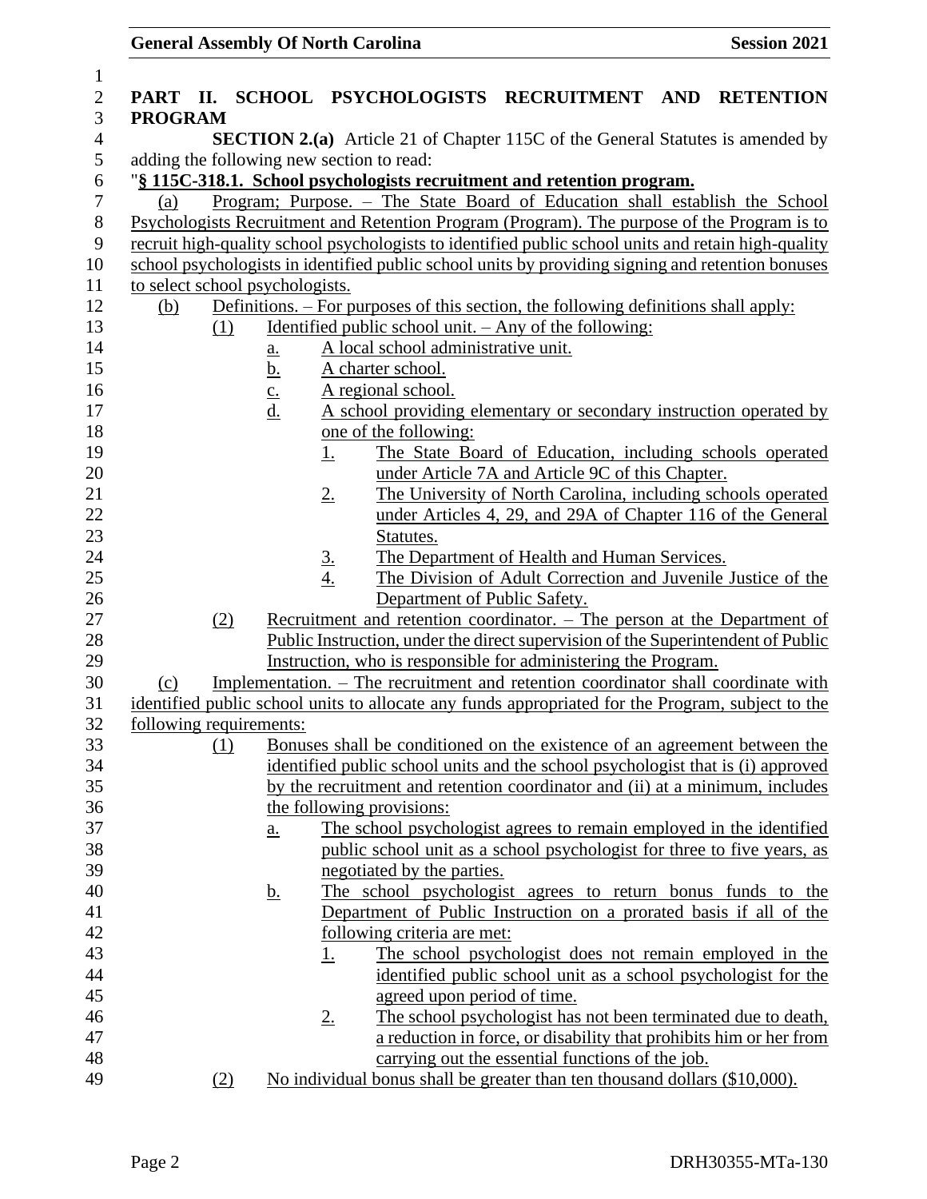**PART II. SCHOOL PSYCHOLOGISTS RECRUITMENT AND RETENTION PROGRAM**

**SECTION 2.(a)** Article 21 of Chapter 115C of the General Statutes is amended by adding the following new section to read:

"**§ 115C-318.1. School psychologists recruitment and retention program.**

(a) Program; Purpose. – The State Board of Education shall establish the School Psychologists Recruitment and Retention Program (Program). The purpose of the Program is to recruit high-quality school psychologists to identified public school units and retain high-quality school psychologists in identified public school units by providing signing and retention bonuses to select school psychologists.

(b) Definitions. – For purposes of this section, the following definitions shall apply:

(1) Identified public school unit. – Any of the following:

a. A local school administrative unit.

b. A charter school.

c. A regional school.

d. A school providing elementary or secondary instruction operated by one of the following:

1. The State Board of Education, including schools operated under Article 7A and Article 9C of this Chapter.

2. The University of North Carolina, including schools operated under Articles 4, 29, and 29A of Chapter 116 of the General Statutes.

3. The Department of Health and Human Services.

4. The Division of Adult Correction and Juvenile Justice of the Department of Public Safety.

(2) Recruitment and retention coordinator. – The person at the Department of Public Instruction, under the direct supervision of the Superintendent of Public Instruction, who is responsible for administering the Program.

(c) Implementation. – The recruitment and retention coordinator shall coordinate with identified public school units to allocate any funds appropriated for the Program, subject to the following requirements:

(1) Bonuses shall be conditioned on the existence of an agreement between the identified public school units and the school psychologist that is (i) approved by the recruitment and retention coordinator and (ii) at a minimum, includes the following provisions:

a. The school psychologist agrees to remain employed in the identified public school unit as a school psychologist for three to five years, as negotiated by the parties.

b. The school psychologist agrees to return bonus funds to the Department of Public Instruction on a prorated basis if all of the following criteria are met:

1. The school psychologist does not remain employed in the identified public school unit as a school psychologist for the agreed upon period of time.

2. The school psychologist has not been terminated due to death, a reduction in force, or disability that prohibits him or her from carrying out the essential functions of the job.

(2) No individual bonus shall be greater than ten thousand dollars ($10,000).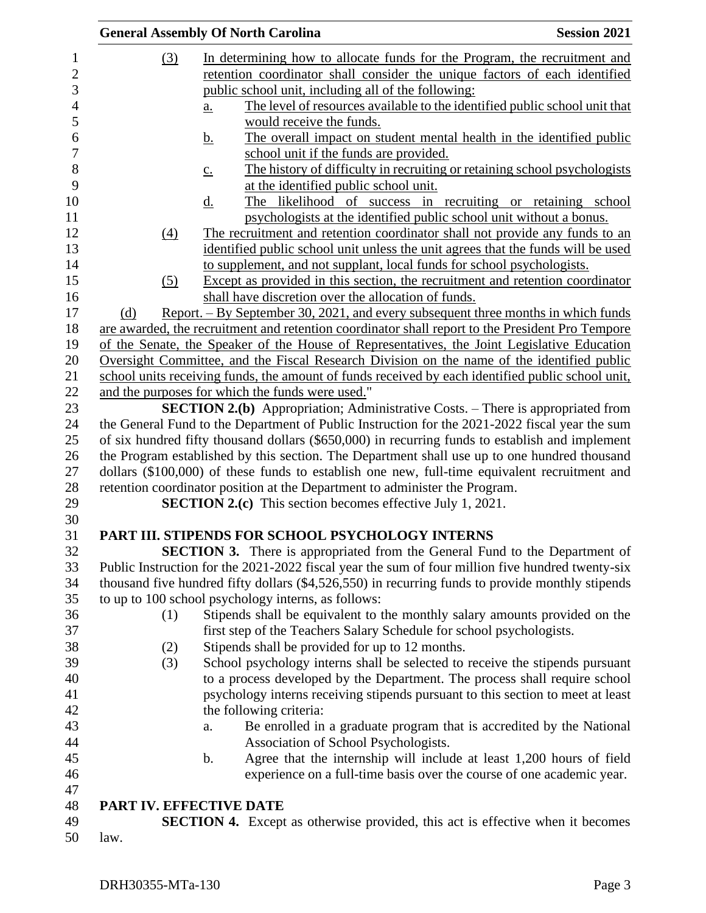(3) In determining how to allocate funds for the Program, the recruitment and retention coordinator shall consider the unique factors of each identified public school unit, including all of the following:

a. The level of resources available to the identified public school unit that would receive the funds.

b. The overall impact on student mental health in the identified public school unit if the funds are provided.

c. The history of difficulty in recruiting or retaining school psychologists at the identified public school unit.

d. The likelihood of success in recruiting or retaining school psychologists at the identified public school unit without a bonus.

(4) The recruitment and retention coordinator shall not provide any funds to an identified public school unit unless the unit agrees that the funds will be used to supplement, and not supplant, local funds for school psychologists.

(5) Except as provided in this section, the recruitment and retention coordinator shall have discretion over the allocation of funds.

(d) Report. – By September 30, 2021, and every subsequent three months in which funds are awarded, the recruitment and retention coordinator shall report to the President Pro Tempore of the Senate, the Speaker of the House of Representatives, the Joint Legislative Education Oversight Committee, and the Fiscal Research Division on the name of the identified public school units receiving funds, the amount of funds received by each identified public school unit, and the purposes for which the funds were used."

**SECTION 2.(b)** Appropriation; Administrative Costs. – There is appropriated from the General Fund to the Department of Public Instruction for the 2021-2022 fiscal year the sum of six hundred fifty thousand dollars ($650,000) in recurring funds to establish and implement the Program established by this section. The Department shall use up to one hundred thousand dollars ($100,000) of these funds to establish one new, full-time equivalent recruitment and retention coordinator position at the Department to administer the Program.

**SECTION 2.(c)** This section becomes effective July 1, 2021.

## PART III. STIPENDS FOR SCHOOL PSYCHOLOGY INTERNS

**SECTION 3.** There is appropriated from the General Fund to the Department of Public Instruction for the 2021-2022 fiscal year the sum of four million five hundred twenty-six thousand five hundred fifty dollars ($4,526,550) in recurring funds to provide monthly stipends to up to 100 school psychology interns, as follows:

(1) Stipends shall be equivalent to the monthly salary amounts provided on the first step of the Teachers Salary Schedule for school psychologists.

(2) Stipends shall be provided for up to 12 months.

(3) School psychology interns shall be selected to receive the stipends pursuant to a process developed by the Department. The process shall require school psychology interns receiving stipends pursuant to this section to meet at least the following criteria:

a. Be enrolled in a graduate program that is accredited by the National Association of School Psychologists.

b. Agree that the internship will include at least 1,200 hours of field experience on a full-time basis over the course of one academic year.

## PART IV. EFFECTIVE DATE

**SECTION 4.** Except as otherwise provided, this act is effective when it becomes law.